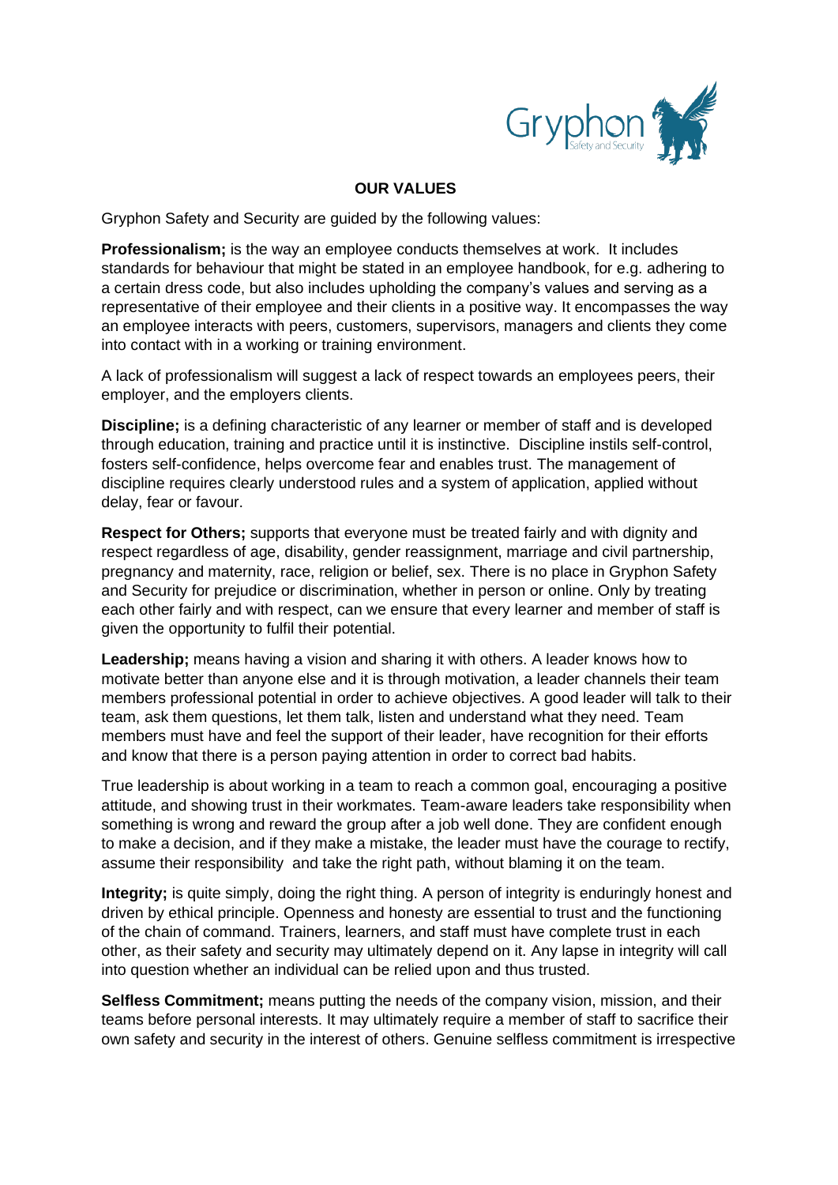## OUR VALUES

Gryphon Safety and Security are guided by the following values:

**Professionalism;** is the way an employee conducts themselves at work. It includes standards for behaviour that might be stated in an employee handbook, for e.g. adhering to a certain dress code, but also includes upholding the company's values and serving as a representative of their employee and their clients in a positive way. It encompasses the way an employee interacts with peers, customers, supervisors, managers and clients they come into contact with in a working or training environment.

A lack of professionalism will suggest a lack of respect towards an employees peers, their employer, and the employers clients.

**Discipline;** is a defining characteristic of any learner or member of staff and is developed through education, training and practice until it is instinctive. Discipline instils self-control, fosters self-confidence, helps overcome fear and enables trust. The management of discipline requires clearly understood rules and a system of application, applied without delay, fear or favour.

**Respect for Others;** supports that everyone must be treated fairly and with dignity and respect regardless of age, disability, gender reassignment, marriage and civil partnership, pregnancy and maternity, race, religion or belief, sex. There is no place in Gryphon Safety and Security for prejudice or discrimination, whether in person or online. Only by treating each other fairly and with respect, can we ensure that every learner and member of staff is given the opportunity to fulfil their potential.

**Leadership;** means having a vision and sharing it with others. A leader knows how to motivate better than anyone else and it is through motivation, a leader channels their team members professional potential in order to achieve objectives. A good leader will talk to their team, ask them questions, let them talk, listen and understand what they need. Team members must have and feel the support of their leader, have recognition for their efforts and know that there is a person paying attention in order to correct bad habits.

True leadership is about working in a team to reach a common goal, encouraging a positive attitude, and showing trust in their workmates. Team-aware leaders take responsibility when something is wrong and reward the group after a job well done. They are confident enough to make a decision, and if they make a mistake, the leader must have the courage to rectify, assume their responsibility and take the right path, without blaming it on the team.

**Integrity;** is quite simply, doing the right thing. A person of integrity is enduringly honest and driven by ethical principle. Openness and honesty are essential to trust and the functioning of the chain of command. Trainers, learners, and staff must have complete trust in each other, as their safety and security may ultimately depend on it. Any lapse in integrity will call into question whether an individual can be relied upon and thus trusted.

**Selfless Commitment;** means putting the needs of the company vision, mission, and their teams before personal interests. It may ultimately require a member of staff to sacrifice their own safety and security in the interest of others. Genuine selfless commitment is irrespective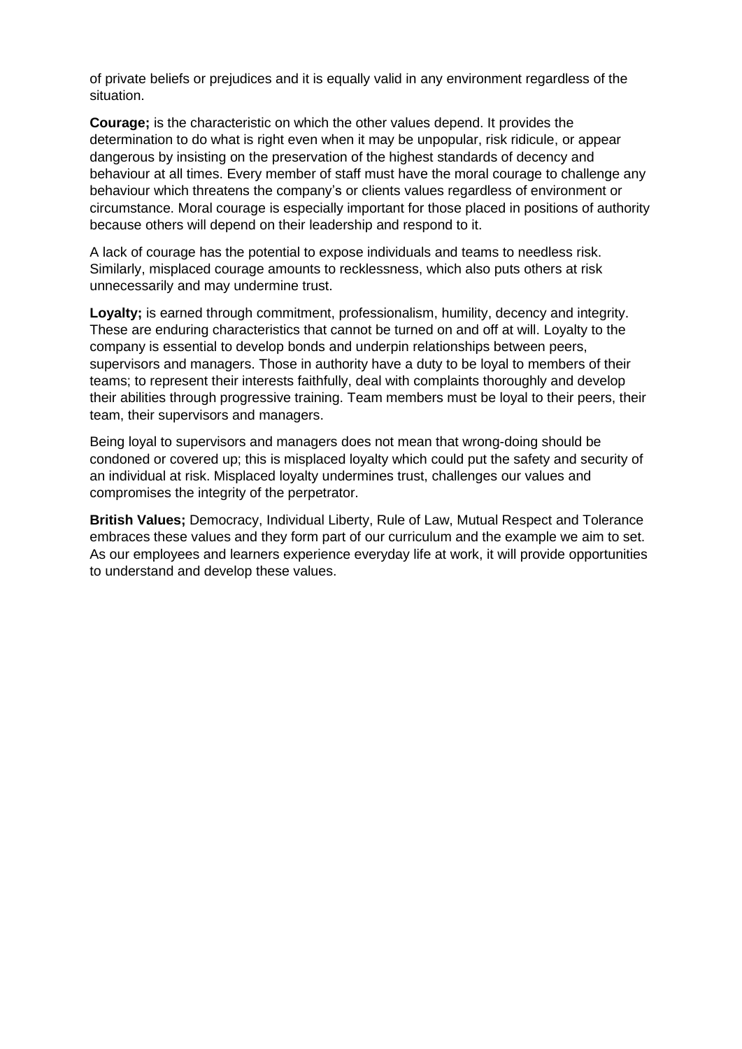of private beliefs or prejudices and it is equally valid in any environment regardless of the situation.

**Courage;** is the characteristic on which the other values depend. It provides the determination to do what is right even when it may be unpopular, risk ridicule, or appear dangerous by insisting on the preservation of the highest standards of decency and behaviour at all times. Every member of staff must have the moral courage to challenge any behaviour which threatens the company's or clients values regardless of environment or circumstance. Moral courage is especially important for those placed in positions of authority because others will depend on their leadership and respond to it.

A lack of courage has the potential to expose individuals and teams to needless risk. Similarly, misplaced courage amounts to recklessness, which also puts others at risk unnecessarily and may undermine trust.

**Loyalty;** is earned through commitment, professionalism, humility, decency and integrity. These are enduring characteristics that cannot be turned on and off at will. Loyalty to the company is essential to develop bonds and underpin relationships between peers, supervisors and managers. Those in authority have a duty to be loyal to members of their teams; to represent their interests faithfully, deal with complaints thoroughly and develop their abilities through progressive training. Team members must be loyal to their peers, their team, their supervisors and managers.

Being loyal to supervisors and managers does not mean that wrong-doing should be condoned or covered up; this is misplaced loyalty which could put the safety and security of an individual at risk. Misplaced loyalty undermines trust, challenges our values and compromises the integrity of the perpetrator.

**British Values;** Democracy, Individual Liberty, Rule of Law, Mutual Respect and Tolerance embraces these values and they form part of our curriculum and the example we aim to set. As our employees and learners experience everyday life at work, it will provide opportunities to understand and develop these values.